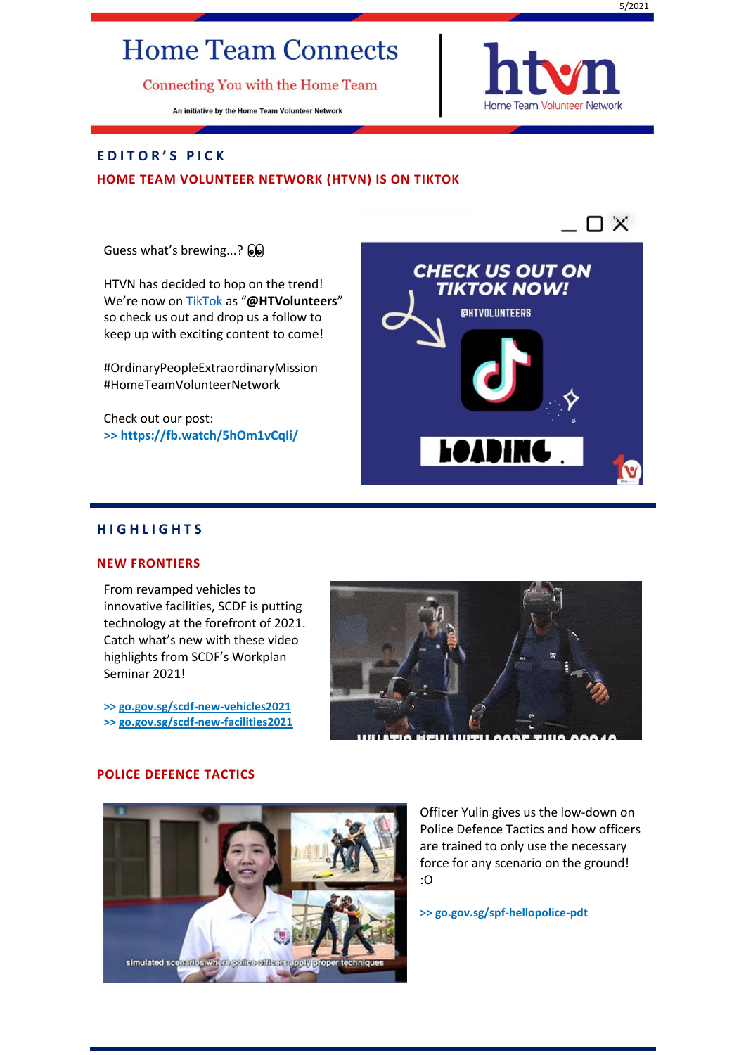# Home Team Connects

Connecting You with the Home Team

An initiative by the Home Team Volunteer Network

## EDITOR'S PICK

### HOME TEAM VOLUNTEER NETWORK (HTVN) IS ON TIKTOK

Guess what's brewing...? 👀

HTVN has decided to hop on the trend! We're now on TikTok as "**@HTVolunteers**" so check us out and drop us a follow to keep up with exciting content to come!

#OrdinaryPeopleExtraordinaryMission
#HomeTeamVolunteerNetwork

Check out our post:
**>> https://fb.watch/5hOm1vCqIi/**

## HIGHLIGHTS

### NEW FRONTIERS

From revamped vehicles to innovative facilities, SCDF is putting technology at the forefront of 2021. Catch what's new with these video highlights from SCDF's Workplan Seminar 2021!

**>> go.gov.sg/scdf-new-vehicles2021**
**>> go.gov.sg/scdf-new-facilities2021**

### POLICE DEFENCE TACTICS

Officer Yulin gives us the low-down on Police Defence Tactics and how officers are trained to only use the necessary force for any scenario on the ground! :O

**>> go.gov.sg/spf-hellopolice-pdt**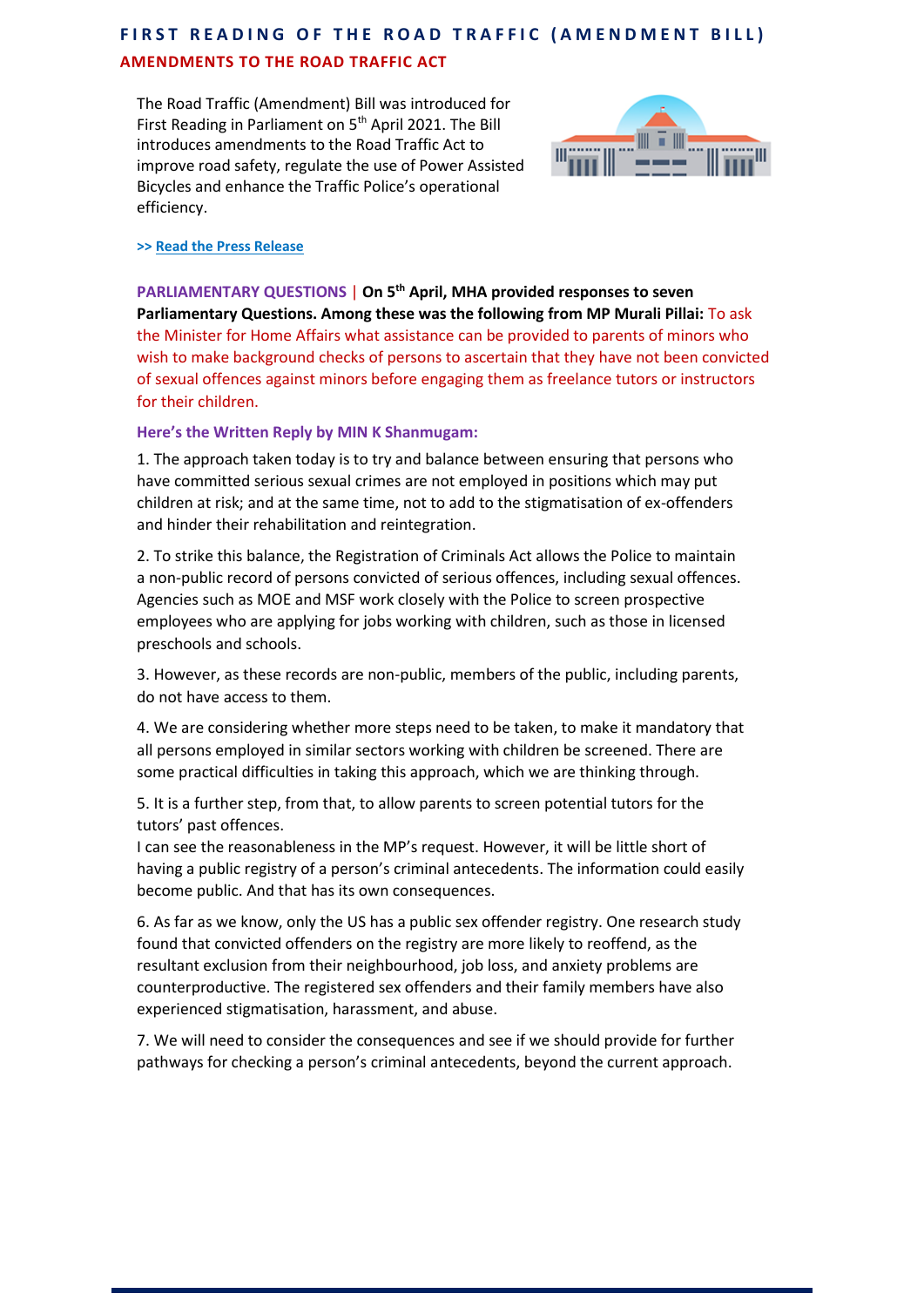## FIRST READING OF THE ROAD TRAFFIC (AMENDMENT BILL)

### AMENDMENTS TO THE ROAD TRAFFIC ACT

The Road Traffic (Amendment) Bill was introduced for First Reading in Parliament on 5th April 2021. The Bill introduces amendments to the Road Traffic Act to improve road safety, regulate the use of Power Assisted Bicycles and enhance the Traffic Police's operational efficiency.

**>> Read the Press Release**

**PARLIAMENTARY QUESTIONS | On 5th April, MHA provided responses to seven Parliamentary Questions. Among these was the following from MP Murali Pillai:** To ask the Minister for Home Affairs what assistance can be provided to parents of minors who wish to make background checks of persons to ascertain that they have not been convicted of sexual offences against minors before engaging them as freelance tutors or instructors for their children.

**Here's the Written Reply by MIN K Shanmugam:**

1. The approach taken today is to try and balance between ensuring that persons who have committed serious sexual crimes are not employed in positions which may put children at risk; and at the same time, not to add to the stigmatisation of ex-offenders and hinder their rehabilitation and reintegration.

2. To strike this balance, the Registration of Criminals Act allows the Police to maintain a non-public record of persons convicted of serious offences, including sexual offences. Agencies such as MOE and MSF work closely with the Police to screen prospective employees who are applying for jobs working with children, such as those in licensed preschools and schools.

3. However, as these records are non-public, members of the public, including parents, do not have access to them.

4. We are considering whether more steps need to be taken, to make it mandatory that all persons employed in similar sectors working with children be screened. There are some practical difficulties in taking this approach, which we are thinking through.

5. It is a further step, from that, to allow parents to screen potential tutors for the tutors' past offences.
I can see the reasonableness in the MP's request. However, it will be little short of having a public registry of a person's criminal antecedents. The information could easily become public. And that has its own consequences.

6. As far as we know, only the US has a public sex offender registry. One research study found that convicted offenders on the registry are more likely to reoffend, as the resultant exclusion from their neighbourhood, job loss, and anxiety problems are counterproductive. The registered sex offenders and their family members have also experienced stigmatisation, harassment, and abuse.

7. We will need to consider the consequences and see if we should provide for further pathways for checking a person's criminal antecedents, beyond the current approach.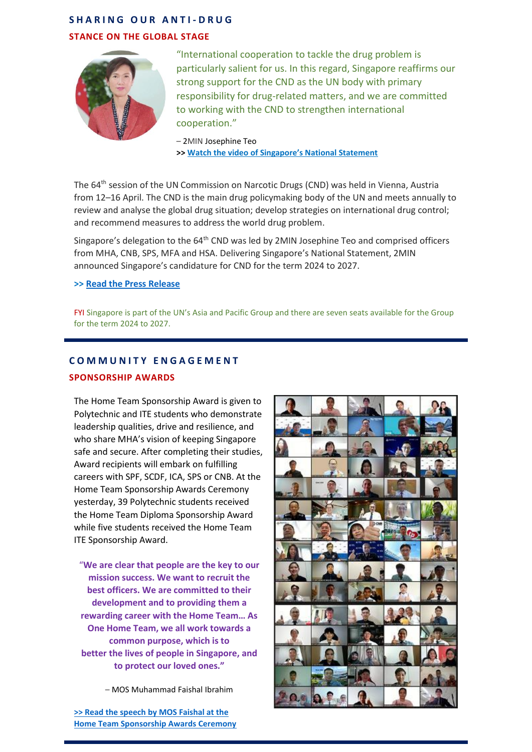## SHARING OUR ANTI-DRUG

### STANCE ON THE GLOBAL STAGE

"International cooperation to tackle the drug problem is particularly salient for us. In this regard, Singapore reaffirms our strong support for the CND as the UN body with primary responsibility for drug-related matters, and we are committed to working with the CND to strengthen international cooperation."

– 2MIN Josephine Teo

**>> Watch the video of Singapore's National Statement**

The 64th session of the UN Commission on Narcotic Drugs (CND) was held in Vienna, Austria from 12–16 April. The CND is the main drug policymaking body of the UN and meets annually to review and analyse the global drug situation; develop strategies on international drug control; and recommend measures to address the world drug problem.

Singapore's delegation to the 64th CND was led by 2MIN Josephine Teo and comprised officers from MHA, CNB, SPS, MFA and HSA. Delivering Singapore's National Statement, 2MIN announced Singapore's candidature for CND for the term 2024 to 2027.

**>> Read the Press Release**

FYI Singapore is part of the UN's Asia and Pacific Group and there are seven seats available for the Group for the term 2024 to 2027.

## COMMUNITY ENGAGEMENT

### SPONSORSHIP AWARDS

The Home Team Sponsorship Award is given to Polytechnic and ITE students who demonstrate leadership qualities, drive and resilience, and who share MHA's vision of keeping Singapore safe and secure. After completing their studies, Award recipients will embark on fulfilling careers with SPF, SCDF, ICA, SPS or CNB. At the Home Team Sponsorship Awards Ceremony yesterday, 39 Polytechnic students received the Home Team Diploma Sponsorship Award while five students received the Home Team ITE Sponsorship Award.

**"We are clear that people are the key to our mission success. We want to recruit the best officers. We are committed to their development and to providing them a rewarding career with the Home Team… As One Home Team, we all work towards a common purpose, which is to better the lives of people in Singapore, and to protect our loved ones."**

– MOS Muhammad Faishal Ibrahim

**>> Read the speech by MOS Faishal at the Home Team Sponsorship Awards Ceremony**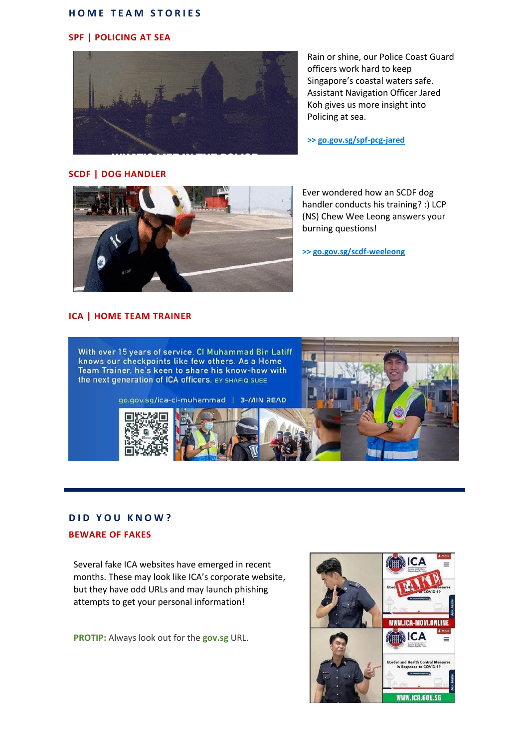# HOME TEAM STORIES

## SPF | POLICING AT SEA

Rain or shine, our Police Coast Guard officers work hard to keep Singapore's coastal waters safe. Assistant Navigation Officer Jared Koh gives us more insight into Policing at sea.

>> go.gov.sg/spf-pcg-jared

## SCDF | DOG HANDLER

Ever wondered how an SCDF dog handler conducts his training? :) LCP (NS) Chew Wee Leong answers your burning questions!

>> go.gov.sg/scdf-weeleong

## ICA | HOME TEAM TRAINER

With over 15 years of service, CI Muhammad Bin Latiff knows our checkpoints like few others. As a Home Team Trainer, he's keen to share his know-how with the next generation of ICA officers. BY SHAFIQ GUEE

go.gov.sg/ica-ci-muhammad | 3-MIN READ

# DID YOU KNOW?

## BEWARE OF FAKES

Several fake ICA websites have emerged in recent months. These may look like ICA's corporate website, but they have odd URLs and may launch phishing attempts to get your personal information!

**PROTIP:** Always look out for the **gov.sg** URL.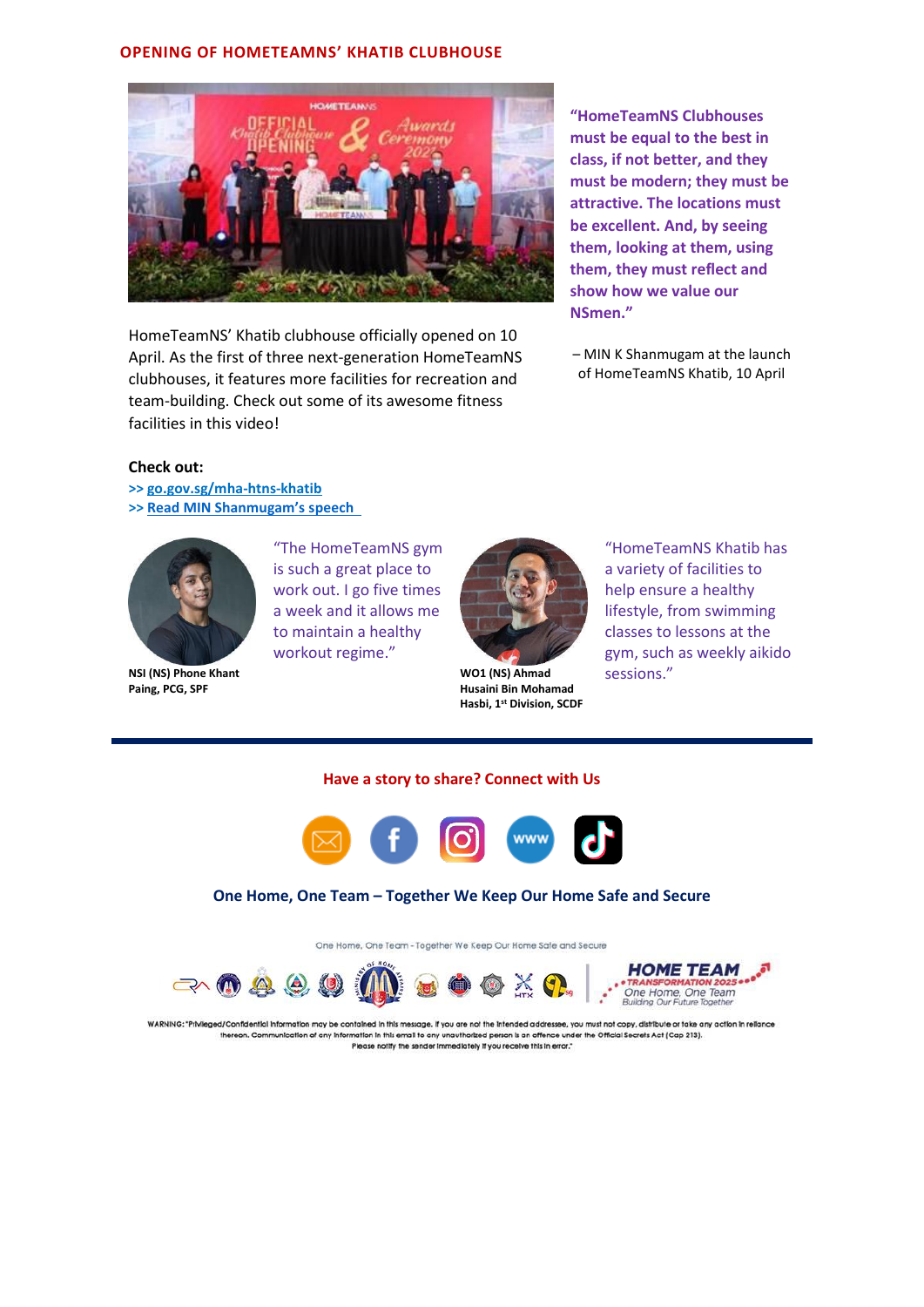## OPENING OF HOMETEAMNS' KHATIB CLUBHOUSE

HomeTeamNS' Khatib clubhouse officially opened on 10 April. As the first of three next-generation HomeTeamNS clubhouses, it features more facilities for recreation and team-building. Check out some of its awesome fitness facilities in this video!

**"HomeTeamNS Clubhouses must be equal to the best in class, if not better, and they must be modern; they must be attractive. The locations must be excellent. And, by seeing them, looking at them, using them, they must reflect and show how we value our NSmen."**

– MIN K Shanmugam at the launch of HomeTeamNS Khatib, 10 April

**Check out:**

**>> go.gov.sg/mha-htns-khatib**
**>> Read MIN Shanmugam's speech**

"The HomeTeamNS gym is such a great place to work out. I go five times a week and it allows me to maintain a healthy workout regime."

**NSI (NS) Phone Khant Paing, PCG, SPF**

"HomeTeamNS Khatib has a variety of facilities to help ensure a healthy lifestyle, from swimming classes to lessons at the gym, such as weekly aikido sessions."

**WO1 (NS) Ahmad Husaini Bin Mohamad Hasbi, 1st Division, SCDF**

---

**Have a story to share? Connect with Us**

**One Home, One Team – Together We Keep Our Home Safe and Secure**

One Home, One Team - Together We Keep Our Home Safe and Secure

HOME TEAM TRANSFORMATION 2025 One Home, One Team Building Our Future Together

WARNING: "Privileged/Confidential Information may be contained in this message. If you are not the intended addressee, you must not copy, distribute or take any action in reliance thereon. Communication of any information in this email to any unauthorized person is an offence under the Official Secrets Act (Cap 213). Please notify the sender immediately if you receive this in error."